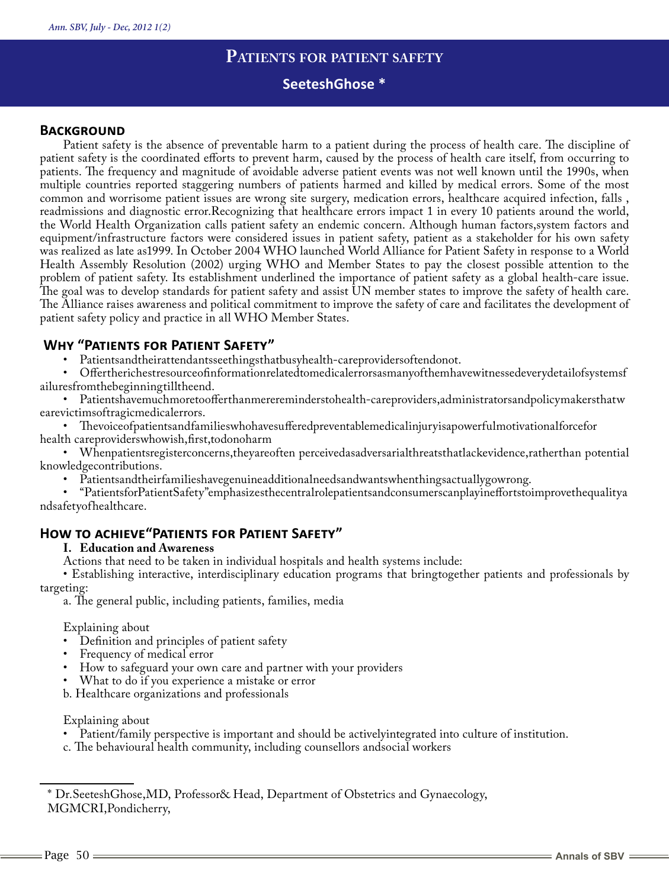# Patients for patient safety

**SeeteshGhose ***

## Background

Patient safety is the absence of preventable harm to a patient during the process of health care. The discipline of patient safety is the coordinated efforts to prevent harm, caused by the process of health care itself, from occurring to patients. The frequency and magnitude of avoidable adverse patient events was not well known until the 1990s, when multiple countries reported staggering numbers of patients harmed and killed by medical errors. Some of the most common and worrisome patient issues are wrong site surgery, medication errors, healthcare acquired infection, falls , readmissions and diagnostic error.Recognizing that healthcare errors impact 1 in every 10 patients around the world, the World Health Organization calls patient safety an endemic concern. Although human factors,system factors and equipment/infrastructure factors were considered issues in patient safety, patient as a stakeholder for his own safety was realized as late as1999. In October 2004 WHO launched World Alliance for Patient Safety in response to a World Health Assembly Resolution (2002) urging WHO and Member States to pay the closest possible attention to the problem of patient safety. Its establishment underlined the importance of patient safety as a global health-care issue. The goal was to develop standards for patient safety and assist UN member states to improve the safety of health care. The Alliance raises awareness and political commitment to improve the safety of care and facilitates the development of patient safety policy and practice in all WHO Member States.

## Why "Patients for Patient Safety"

- Patientsandtheirattendantsseethingsthatbusyhealth-careprovidersoftendonot.
- Offertherichestresourceofinformationrelatedtomedicalerrorsasmanyofthemhavewitnessedeverydetailofsystemsfailuresfromthebeginningtilltheend.
- Patientshavemuchmoretoofferthanmereremindersto health-careproviders,administratorsandpolicymakersthatwearevictimsoftragicmedicalerrors.
- Thevoiceofpatientsandfamilieswhohavesufferedpreventablemedicalinjuryisapowerfulmotivationalforcefor health careproviderswhowish,first,todonoharm
- Whenpatientsregisterconcerns,theyareoften perceivedasadversarialthreatsthatlackevidence,ratherthan potential knowledgecontributions.
- Patientsandtheirfamilieshavegenuineadditionalneedsandwantswhenthingsactuallygowrong.
- "PatientsforPatientSafety"emphasizesthecentralrolepatientsandconsumerscanplayineffortstoimprovethequalityandsafetyofhealthcare.

## How to achieve"Patients for Patient Safety"

**I. Education and Awareness**

Actions that need to be taken in individual hospitals and health systems include:

• Establishing interactive, interdisciplinary education programs that bringtogether patients and professionals by targeting:

a. The general public, including patients, families, media

Explaining about

- Definition and principles of patient safety
- Frequency of medical error
- How to safeguard your own care and partner with your providers
- What to do if you experience a mistake or error

b. Healthcare organizations and professionals

Explaining about

- Patient/family perspective is important and should be activelyintegrated into culture of institution.

c. The behavioural health community, including counsellors andsocial workers

---

* Dr.SeeteshGhose,MD, Professor& Head, Department of Obstetrics and Gynaecology, MGMCRI,Pondicherry,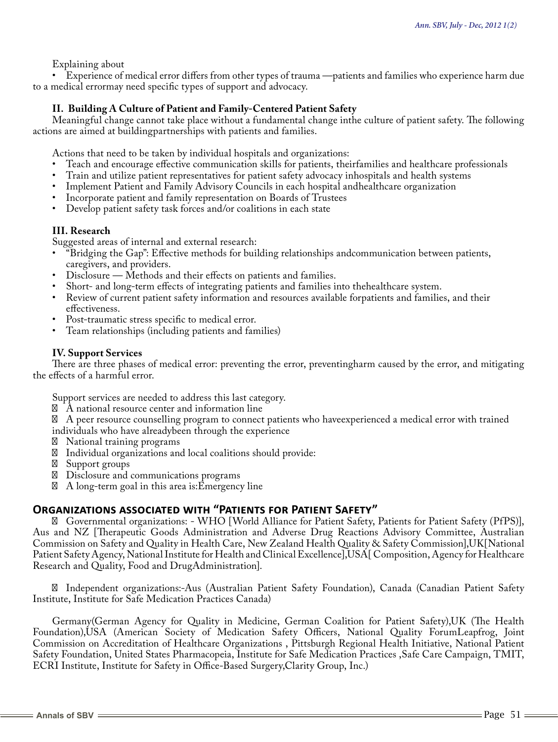Explaining about

- Experience of medical error differs from other types of trauma —patients and families who experience harm due to a medical errormay need specific types of support and advocacy.

### II. Building A Culture of Patient and Family-Centered Patient Safety

Meaningful change cannot take place without a fundamental change inthe culture of patient safety. The following actions are aimed at buildingpartnerships with patients and families.

Actions that need to be taken by individual hospitals and organizations:

- Teach and encourage effective communication skills for patients, theirfamilies and healthcare professionals
- Train and utilize patient representatives for patient safety advocacy inhospitals and health systems
- Implement Patient and Family Advisory Councils in each hospital andhealthcare organization
- Incorporate patient and family representation on Boards of Trustees
- Develop patient safety task forces and/or coalitions in each state

### III. Research

Suggested areas of internal and external research:

- "Bridging the Gap": Effective methods for building relationships andcommunication between patients, caregivers, and providers.
- Disclosure — Methods and their effects on patients and families.
- Short- and long-term effects of integrating patients and families into thehealthcare system.
- Review of current patient safety information and resources available forpatients and families, and their effectiveness.
- Post-traumatic stress specific to medical error.
- Team relationships (including patients and families)

### IV. Support Services

There are three phases of medical error: preventing the error, preventingharm caused by the error, and mitigating the effects of a harmful error.

Support services are needed to address this last category.

- A national resource center and information line
- A peer resource counselling program to connect patients who haveexperienced a medical error with trained individuals who have alreadybeen through the experience
- National training programs
- Individual organizations and local coalitions should provide:
- Support groups
- Disclosure and communications programs
- A long-term goal in this area is:Emergency line

## Organizations associated with "Patients for Patient Safety"

- Governmental organizations: - WHO [World Alliance for Patient Safety, Patients for Patient Safety (PfPS)], Aus and NZ [Therapeutic Goods Administration and Adverse Drug Reactions Advisory Committee, Australian Commission on Safety and Quality in Health Care, New Zealand Health Quality & Safety Commission],UK[National Patient Safety Agency, National Institute for Health and Clinical Excellence],USA[ Composition, Agency for Healthcare Research and Quality, Food and DrugAdministration].

- Independent organizations:-Aus (Australian Patient Safety Foundation), Canada (Canadian Patient Safety Institute, Institute for Safe Medication Practices Canada)

Germany(German Agency for Quality in Medicine, German Coalition for Patient Safety),UK (The Health Foundation),USA (American Society of Medication Safety Officers, National Quality ForumLeapfrog, Joint Commission on Accreditation of Healthcare Organizations , Pittsburgh Regional Health Initiative, National Patient Safety Foundation, United States Pharmacopeia, Institute for Safe Medication Practices ,Safe Care Campaign, TMIT, ECRI Institute, Institute for Safety in Office-Based Surgery,Clarity Group, Inc.)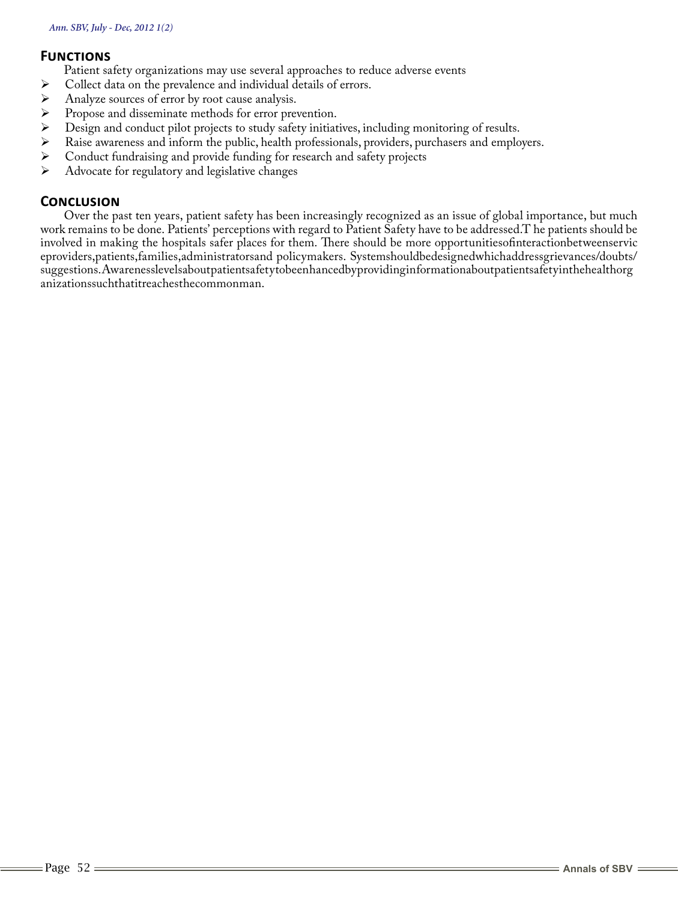## Functions

Patient safety organizations may use several approaches to reduce adverse events

- Collect data on the prevalence and individual details of errors.
- Analyze sources of error by root cause analysis.
- Propose and disseminate methods for error prevention.
- Design and conduct pilot projects to study safety initiatives, including monitoring of results.
- Raise awareness and inform the public, health professionals, providers, purchasers and employers.
- Conduct fundraising and provide funding for research and safety projects
- Advocate for regulatory and legislative changes

## Conclusion

Over the past ten years, patient safety has been increasingly recognized as an issue of global importance, but much work remains to be done. Patients' perceptions with regard to Patient Safety have to be addressed.T he patients should be involved in making the hospitals safer places for them. There should be more opportunitiesofinteractionbetweenservic eproviders,patients,families,administratorsand policymakers. Systemshouldbedesignedwhichaddressgrievances/doubts/ suggestions.Awarenesslevelsaboutpatientsafetytobeenhancedbyprovidinginformationaboutpatientsafetyinthehealthorg anizationssuchthatitreachesthecommonman.